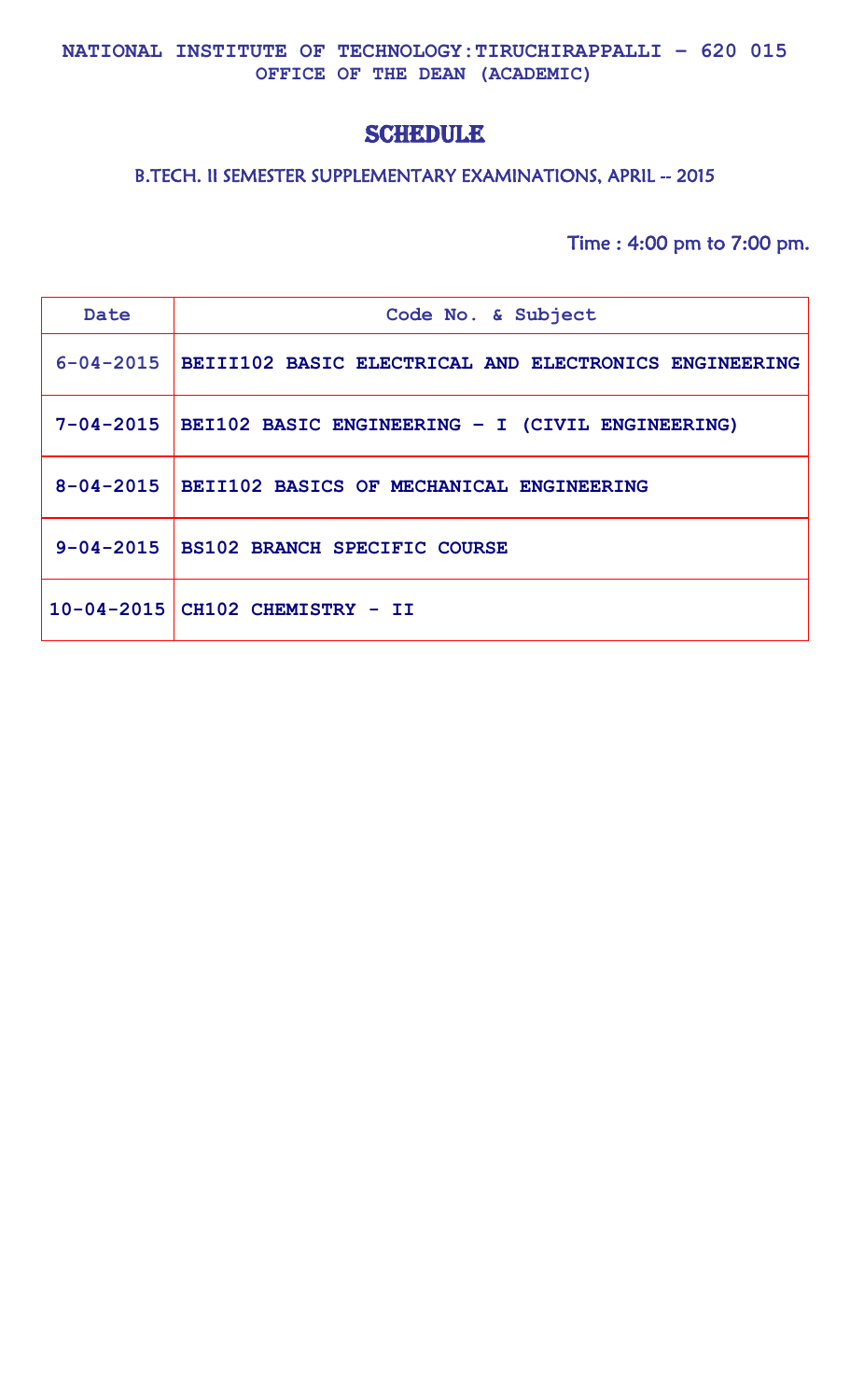**NATIONAL INSTITUTE OF TECHNOLOGY:TIRUCHIRAPPALLI – 620 015**
**OFFICE OF THE DEAN (ACADEMIC)**

# SCHEDULE

## B.TECH. II SEMESTER SUPPLEMENTARY EXAMINATIONS, APRIL -- 2015

Time : 4:00 pm to 7:00 pm.

| Date | Code No. & Subject |
| --- | --- |
| 6-04-2015 | BEIII102 BASIC ELECTRICAL AND ELECTRONICS ENGINEERING |
| 7-04-2015 | BEI102 BASIC ENGINEERING – I (CIVIL ENGINEERING) |
| 8-04-2015 | BEII102 BASICS OF MECHANICAL ENGINEERING |
| 9-04-2015 | BS102 BRANCH SPECIFIC COURSE |
| 10-04-2015 | CH102 CHEMISTRY - II |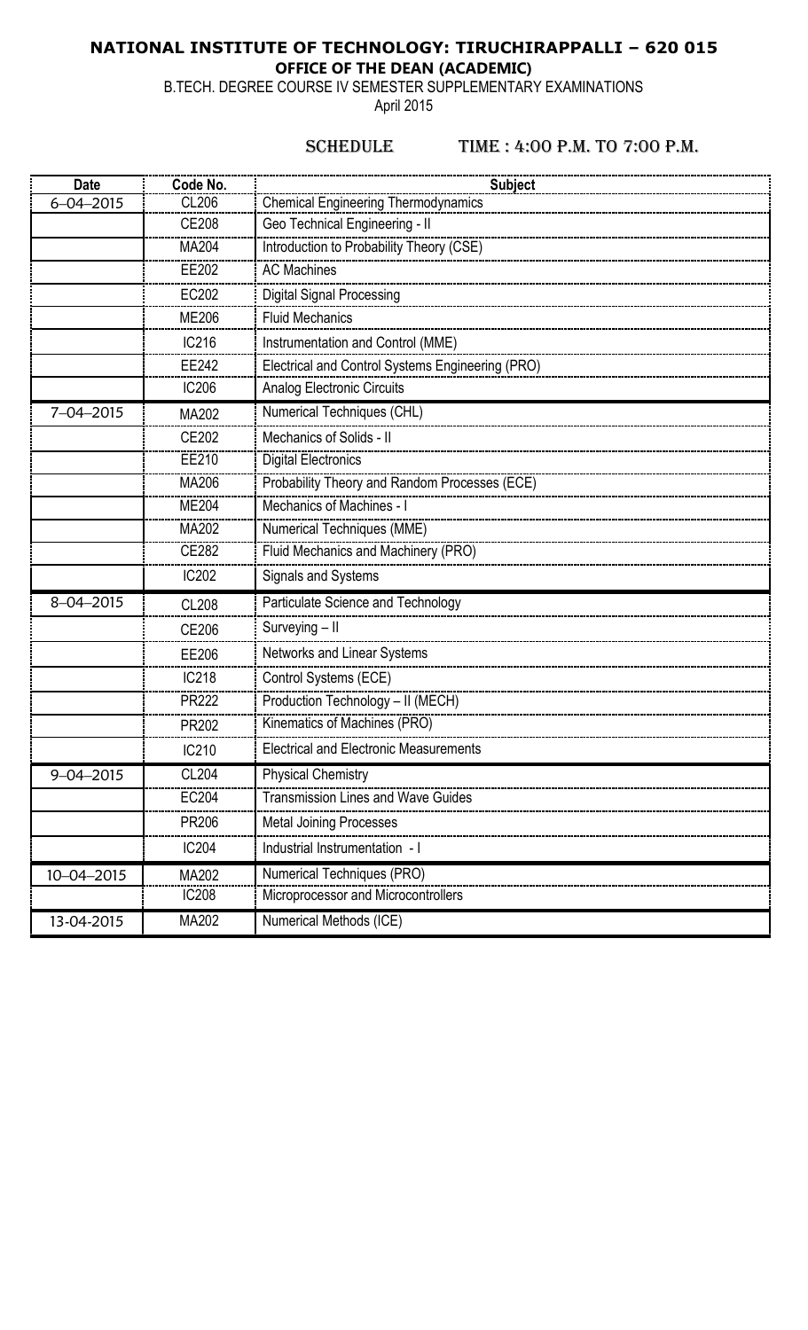# NATIONAL INSTITUTE OF TECHNOLOGY: TIRUCHIRAPPALLI – 620 015

## OFFICE OF THE DEAN (ACADEMIC)

B.TECH. DEGREE COURSE IV SEMESTER SUPPLEMENTARY EXAMINATIONS

April 2015

**SCHEDULE** **TIME : 4:00 P.M. TO 7:00 P.M.**

| Date | Code No. | Subject |
|---|---|---|
| 6–04–2015 | CL206 | Chemical Engineering Thermodynamics |
| | CE208 | Geo Technical Engineering - II |
| | MA204 | Introduction to Probability Theory (CSE) |
| | EE202 | AC Machines |
| | EC202 | Digital Signal Processing |
| | ME206 | Fluid Mechanics |
| | IC216 | Instrumentation and Control (MME) |
| | EE242 | Electrical and Control Systems Engineering (PRO) |
| | IC206 | Analog Electronic Circuits |
| 7–04–2015 | MA202 | Numerical Techniques (CHL) |
| | CE202 | Mechanics of Solids - II |
| | EE210 | Digital Electronics |
| | MA206 | Probability Theory and Random Processes (ECE) |
| | ME204 | Mechanics of Machines - I |
| | MA202 | Numerical Techniques (MME) |
| | CE282 | Fluid Mechanics and Machinery (PRO) |
| | IC202 | Signals and Systems |
| 8–04–2015 | CL208 | Particulate Science and Technology |
| | CE206 | Surveying – II |
| | EE206 | Networks and Linear Systems |
| | IC218 | Control Systems (ECE) |
| | PR222 | Production Technology – II (MECH) |
| | PR202 | Kinematics of Machines (PRO) |
| | IC210 | Electrical and Electronic Measurements |
| 9–04–2015 | CL204 | Physical Chemistry |
| | EC204 | Transmission Lines and Wave Guides |
| | PR206 | Metal Joining Processes |
| | IC204 | Industrial Instrumentation - I |
| 10–04–2015 | MA202 | Numerical Techniques (PRO) |
| | IC208 | Microprocessor and Microcontrollers |
| 13-04-2015 | MA202 | Numerical Methods (ICE) |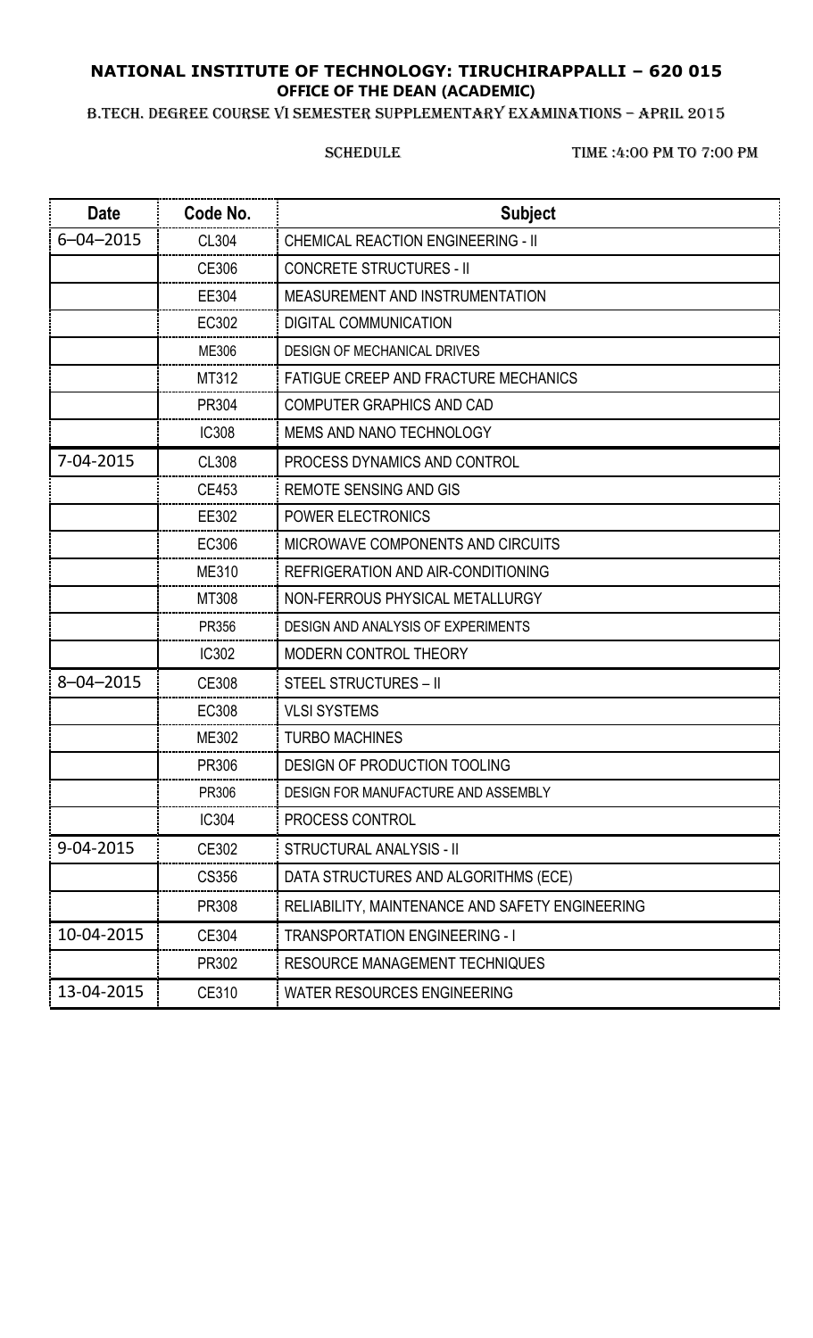**NATIONAL INSTITUTE OF TECHNOLOGY: TIRUCHIRAPPALLI – 620 015**

**OFFICE OF THE DEAN (ACADEMIC)**

B.TECH. DEGREE COURSE VI SEMESTER SUPPLEMENTARY EXAMINATIONS – APRIL 2015

SCHEDULE TIME :4:00 PM TO 7:00 PM

| Date | Code No. | Subject |
|---|---|---|
| 6–04–2015 | CL304 | CHEMICAL REACTION ENGINEERING - II |
| | CE306 | CONCRETE STRUCTURES - II |
| | EE304 | MEASUREMENT AND INSTRUMENTATION |
| | EC302 | DIGITAL COMMUNICATION |
| | ME306 | DESIGN OF MECHANICAL DRIVES |
| | MT312 | FATIGUE CREEP AND FRACTURE MECHANICS |
| | PR304 | COMPUTER GRAPHICS AND CAD |
| | IC308 | MEMS AND NANO TECHNOLOGY |
| 7-04-2015 | CL308 | PROCESS DYNAMICS AND CONTROL |
| | CE453 | REMOTE SENSING AND GIS |
| | EE302 | POWER ELECTRONICS |
| | EC306 | MICROWAVE COMPONENTS AND CIRCUITS |
| | ME310 | REFRIGERATION AND AIR-CONDITIONING |
| | MT308 | NON-FERROUS PHYSICAL METALLURGY |
| | PR356 | DESIGN AND ANALYSIS OF EXPERIMENTS |
| | IC302 | MODERN CONTROL THEORY |
| 8–04–2015 | CE308 | STEEL STRUCTURES – II |
| | EC308 | VLSI SYSTEMS |
| | ME302 | TURBO MACHINES |
| | PR306 | DESIGN OF PRODUCTION TOOLING |
| | PR306 | DESIGN FOR MANUFACTURE AND ASSEMBLY |
| | IC304 | PROCESS CONTROL |
| 9-04-2015 | CE302 | STRUCTURAL ANALYSIS - II |
| | CS356 | DATA STRUCTURES AND ALGORITHMS (ECE) |
| | PR308 | RELIABILITY, MAINTENANCE AND SAFETY ENGINEERING |
| 10-04-2015 | CE304 | TRANSPORTATION ENGINEERING - I |
| | PR302 | RESOURCE MANAGEMENT TECHNIQUES |
| 13-04-2015 | CE310 | WATER RESOURCES ENGINEERING |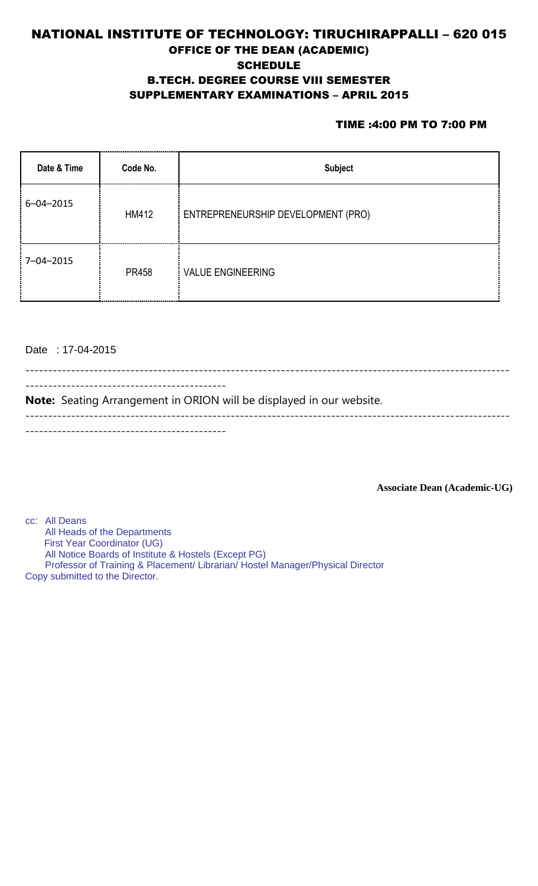# NATIONAL INSTITUTE OF TECHNOLOGY: TIRUCHIRAPPALLI – 620 015

## OFFICE OF THE DEAN (ACADEMIC)

## SCHEDULE

## B.TECH. DEGREE COURSE VIII SEMESTER

## SUPPLEMENTARY EXAMINATIONS – APRIL 2015

**TIME :4:00 PM TO 7:00 PM**

| Date & Time | Code No. | Subject |
|---|---|---|
| 6–04–2015 | HM412 | ENTREPRENEURSHIP DEVELOPMENT (PRO) |
| 7–04–2015 | PR458 | VALUE ENGINEERING |

Date : 17-04-2015

---

**Note:** Seating Arrangement in ORION will be displayed in our website.

---

**Associate Dean (Academic-UG)**

cc: All Deans
All Heads of the Departments
First Year Coordinator (UG)
All Notice Boards of Institute & Hostels (Except PG)
Professor of Training & Placement/ Librarian/ Hostel Manager/Physical Director
Copy submitted to the Director.